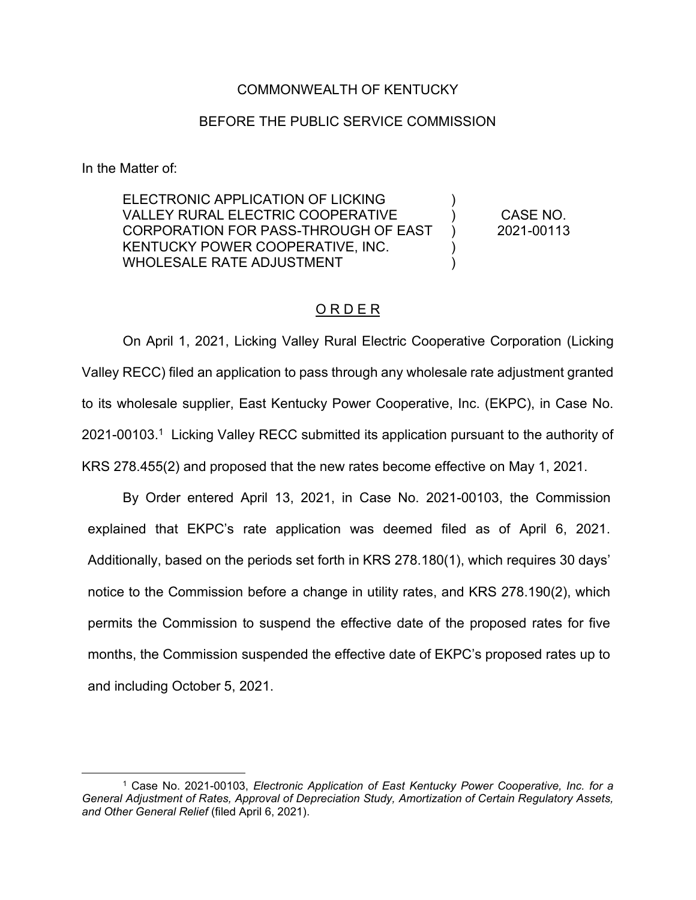COMMONWEALTH OF KENTUCKY

BEFORE THE PUBLIC SERVICE COMMISSION

In the Matter of:

| | | |
|---|---|---|
| ELECTRONIC APPLICATION OF LICKING VALLEY RURAL ELECTRIC COOPERATIVE CORPORATION FOR PASS-THROUGH OF EAST KENTUCKY POWER COOPERATIVE, INC. WHOLESALE RATE ADJUSTMENT | ) ) ) ) ) | CASE NO. 2021-00113 |

<u>O R D E R</u>

On April 1, 2021, Licking Valley Rural Electric Cooperative Corporation (Licking Valley RECC) filed an application to pass through any wholesale rate adjustment granted to its wholesale supplier, East Kentucky Power Cooperative, Inc. (EKPC), in Case No. 2021-00103.[1] Licking Valley RECC submitted its application pursuant to the authority of KRS 278.455(2) and proposed that the new rates become effective on May 1, 2021.

By Order entered April 13, 2021, in Case No. 2021-00103, the Commission explained that EKPC's rate application was deemed filed as of April 6, 2021. Additionally, based on the periods set forth in KRS 278.180(1), which requires 30 days' notice to the Commission before a change in utility rates, and KRS 278.190(2), which permits the Commission to suspend the effective date of the proposed rates for five months, the Commission suspended the effective date of EKPC's proposed rates up to and including October 5, 2021.

---

[1] Case No. 2021-00103, *Electronic Application of East Kentucky Power Cooperative, Inc. for a General Adjustment of Rates, Approval of Depreciation Study, Amortization of Certain Regulatory Assets, and Other General Relief* (filed April 6, 2021).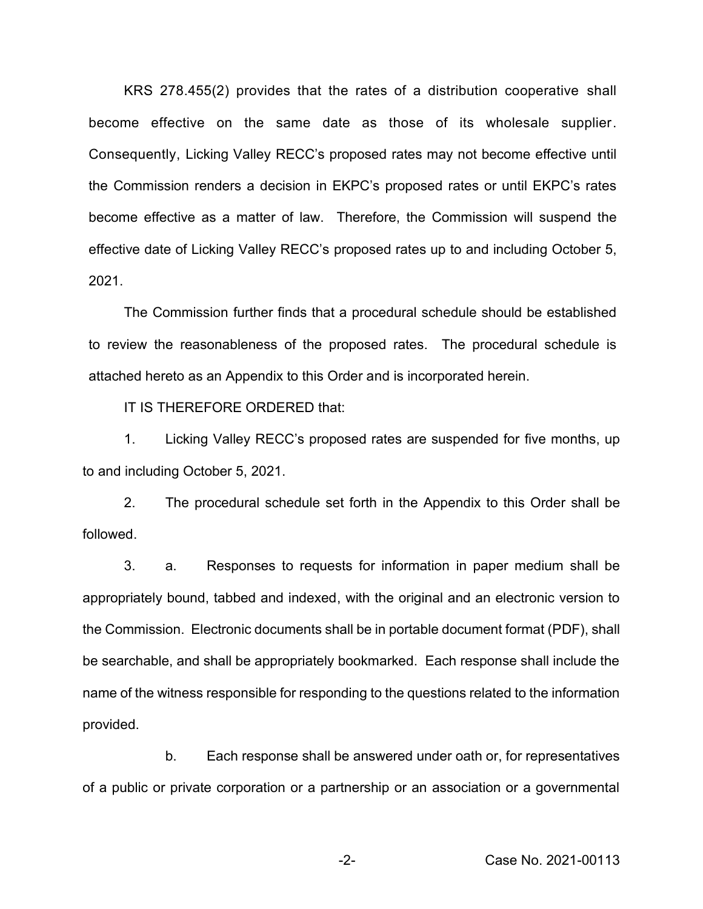KRS 278.455(2) provides that the rates of a distribution cooperative shall become effective on the same date as those of its wholesale supplier. Consequently, Licking Valley RECC's proposed rates may not become effective until the Commission renders a decision in EKPC's proposed rates or until EKPC's rates become effective as a matter of law. Therefore, the Commission will suspend the effective date of Licking Valley RECC's proposed rates up to and including October 5, 2021.

The Commission further finds that a procedural schedule should be established to review the reasonableness of the proposed rates. The procedural schedule is attached hereto as an Appendix to this Order and is incorporated herein.

IT IS THEREFORE ORDERED that:

1. Licking Valley RECC's proposed rates are suspended for five months, up to and including October 5, 2021.

2. The procedural schedule set forth in the Appendix to this Order shall be followed.

3. a. Responses to requests for information in paper medium shall be appropriately bound, tabbed and indexed, with the original and an electronic version to the Commission. Electronic documents shall be in portable document format (PDF), shall be searchable, and shall be appropriately bookmarked. Each response shall include the name of the witness responsible for responding to the questions related to the information provided.

b. Each response shall be answered under oath or, for representatives of a public or private corporation or a partnership or an association or a governmental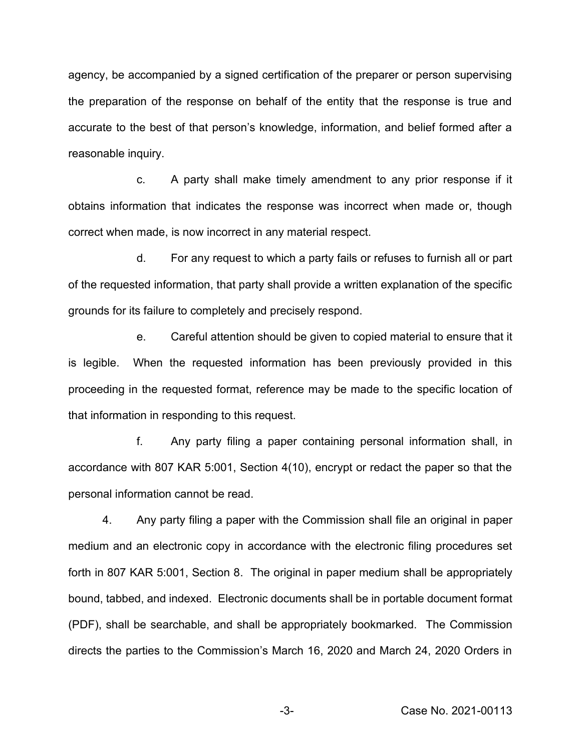agency, be accompanied by a signed certification of the preparer or person supervising the preparation of the response on behalf of the entity that the response is true and accurate to the best of that person's knowledge, information, and belief formed after a reasonable inquiry.

c. A party shall make timely amendment to any prior response if it obtains information that indicates the response was incorrect when made or, though correct when made, is now incorrect in any material respect.

d. For any request to which a party fails or refuses to furnish all or part of the requested information, that party shall provide a written explanation of the specific grounds for its failure to completely and precisely respond.

e. Careful attention should be given to copied material to ensure that it is legible. When the requested information has been previously provided in this proceeding in the requested format, reference may be made to the specific location of that information in responding to this request.

f. Any party filing a paper containing personal information shall, in accordance with 807 KAR 5:001, Section 4(10), encrypt or redact the paper so that the personal information cannot be read.

4. Any party filing a paper with the Commission shall file an original in paper medium and an electronic copy in accordance with the electronic filing procedures set forth in 807 KAR 5:001, Section 8. The original in paper medium shall be appropriately bound, tabbed, and indexed. Electronic documents shall be in portable document format (PDF), shall be searchable, and shall be appropriately bookmarked. The Commission directs the parties to the Commission's March 16, 2020 and March 24, 2020 Orders in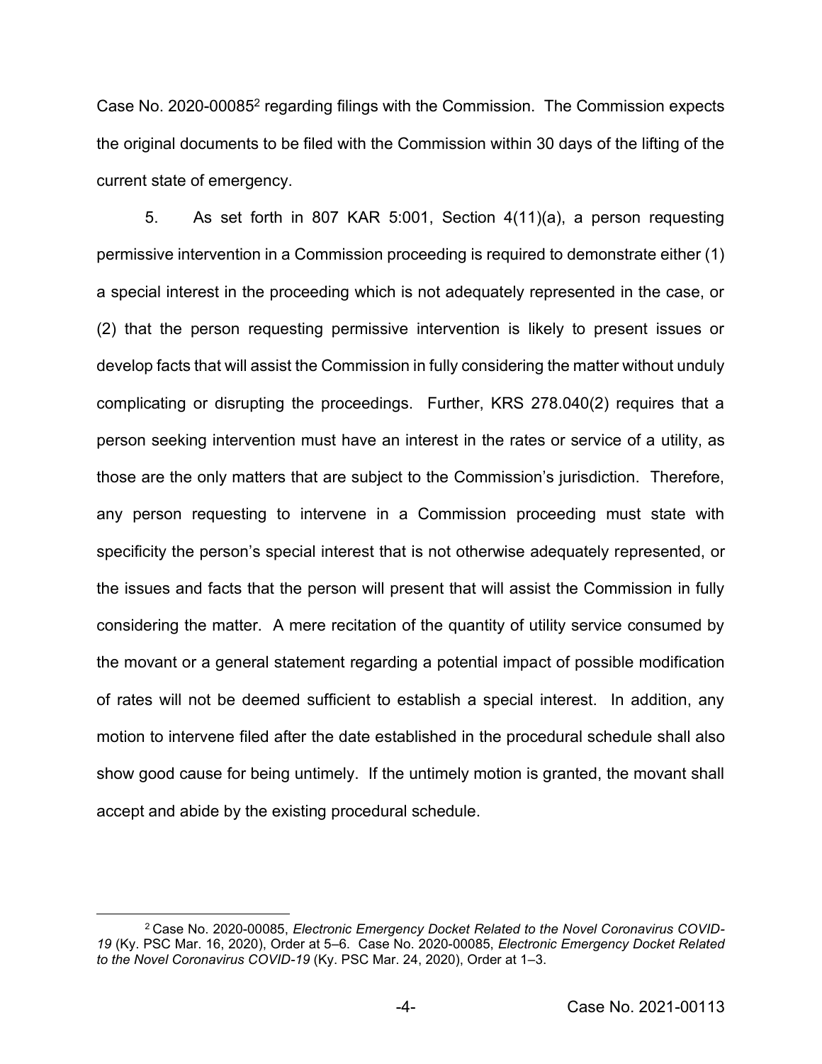Case No. 2020-00085[2] regarding filings with the Commission. The Commission expects the original documents to be filed with the Commission within 30 days of the lifting of the current state of emergency.

5. As set forth in 807 KAR 5:001, Section 4(11)(a), a person requesting permissive intervention in a Commission proceeding is required to demonstrate either (1) a special interest in the proceeding which is not adequately represented in the case, or (2) that the person requesting permissive intervention is likely to present issues or develop facts that will assist the Commission in fully considering the matter without unduly complicating or disrupting the proceedings. Further, KRS 278.040(2) requires that a person seeking intervention must have an interest in the rates or service of a utility, as those are the only matters that are subject to the Commission's jurisdiction. Therefore, any person requesting to intervene in a Commission proceeding must state with specificity the person's special interest that is not otherwise adequately represented, or the issues and facts that the person will present that will assist the Commission in fully considering the matter. A mere recitation of the quantity of utility service consumed by the movant or a general statement regarding a potential impact of possible modification of rates will not be deemed sufficient to establish a special interest. In addition, any motion to intervene filed after the date established in the procedural schedule shall also show good cause for being untimely. If the untimely motion is granted, the movant shall accept and abide by the existing procedural schedule.

---

[2] Case No. 2020-00085, *Electronic Emergency Docket Related to the Novel Coronavirus COVID-19* (Ky. PSC Mar. 16, 2020), Order at 5–6. Case No. 2020-00085, *Electronic Emergency Docket Related to the Novel Coronavirus COVID-19* (Ky. PSC Mar. 24, 2020), Order at 1–3.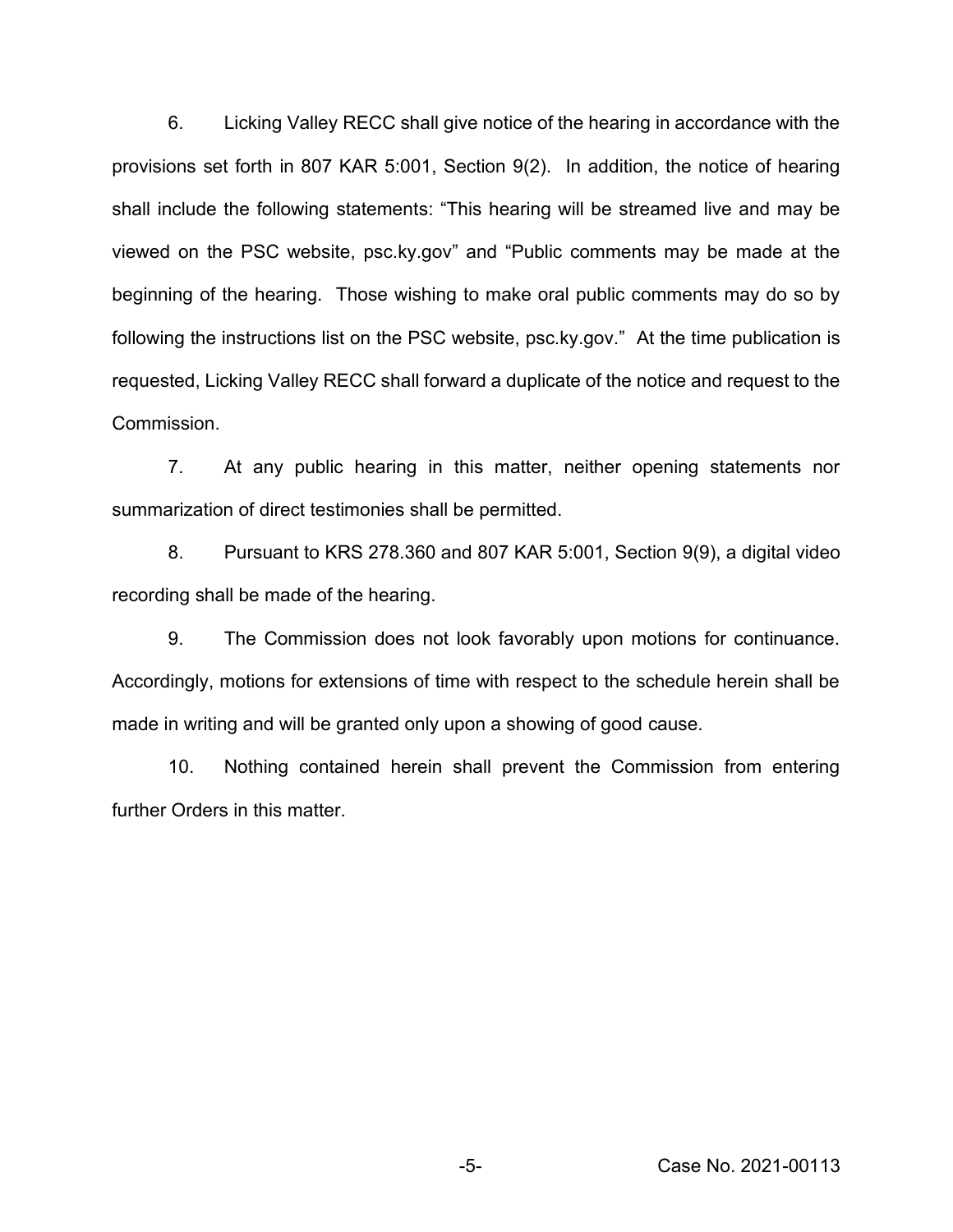6. Licking Valley RECC shall give notice of the hearing in accordance with the provisions set forth in 807 KAR 5:001, Section 9(2). In addition, the notice of hearing shall include the following statements: "This hearing will be streamed live and may be viewed on the PSC website, psc.ky.gov" and "Public comments may be made at the beginning of the hearing. Those wishing to make oral public comments may do so by following the instructions list on the PSC website, psc.ky.gov." At the time publication is requested, Licking Valley RECC shall forward a duplicate of the notice and request to the Commission.

7. At any public hearing in this matter, neither opening statements nor summarization of direct testimonies shall be permitted.

8. Pursuant to KRS 278.360 and 807 KAR 5:001, Section 9(9), a digital video recording shall be made of the hearing.

9. The Commission does not look favorably upon motions for continuance. Accordingly, motions for extensions of time with respect to the schedule herein shall be made in writing and will be granted only upon a showing of good cause.

10. Nothing contained herein shall prevent the Commission from entering further Orders in this matter.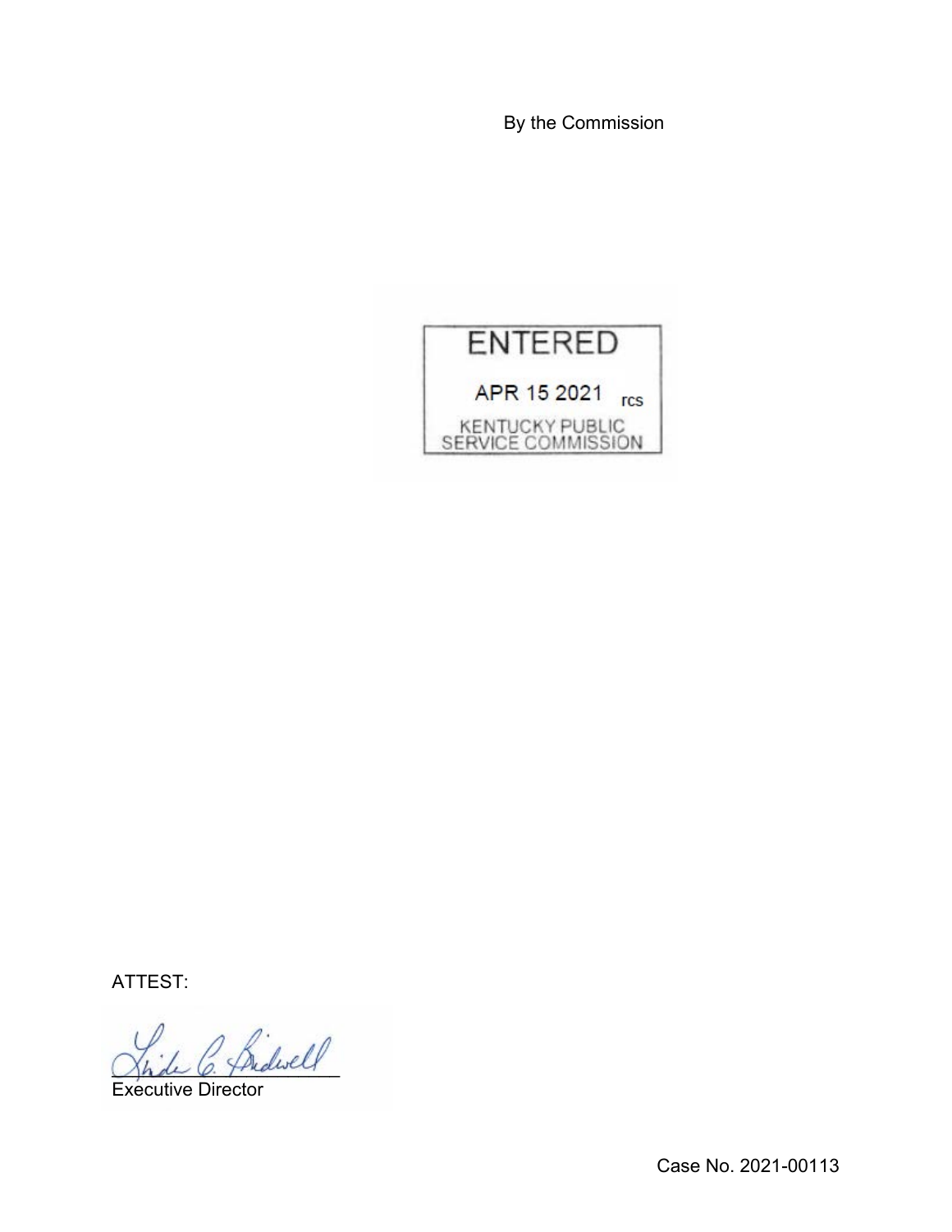By the Commission

ENTERED

APR 15 2021 rcs

KENTUCKY PUBLIC SERVICE COMMISSION

ATTEST:

Linda C. Bridwell

Executive Director

Case No. 2021-00113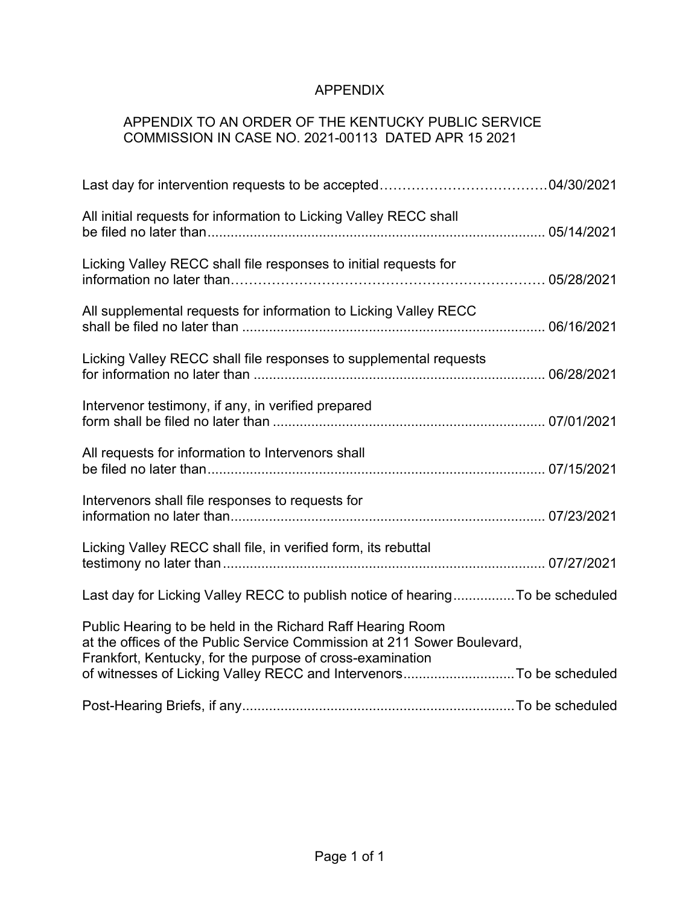# APPENDIX

## APPENDIX TO AN ORDER OF THE KENTUCKY PUBLIC SERVICE COMMISSION IN CASE NO. 2021-00113 DATED APR 15 2021

| | |
|---|---|
| Last day for intervention requests to be accepted | 04/30/2021 |
| All initial requests for information to Licking Valley RECC shall be filed no later than | 05/14/2021 |
| Licking Valley RECC shall file responses to initial requests for information no later than | 05/28/2021 |
| All supplemental requests for information to Licking Valley RECC shall be filed no later than | 06/16/2021 |
| Licking Valley RECC shall file responses to supplemental requests for information no later than | 06/28/2021 |
| Intervenor testimony, if any, in verified prepared form shall be filed no later than | 07/01/2021 |
| All requests for information to Intervenors shall be filed no later than | 07/15/2021 |
| Intervenors shall file responses to requests for information no later than | 07/23/2021 |
| Licking Valley RECC shall file, in verified form, its rebuttal testimony no later than | 07/27/2021 |
| Last day for Licking Valley RECC to publish notice of hearing | To be scheduled |
| Public Hearing to be held in the Richard Raff Hearing Room at the offices of the Public Service Commission at 211 Sower Boulevard, Frankfort, Kentucky, for the purpose of cross-examination of witnesses of Licking Valley RECC and Intervenors | To be scheduled |
| Post-Hearing Briefs, if any | To be scheduled |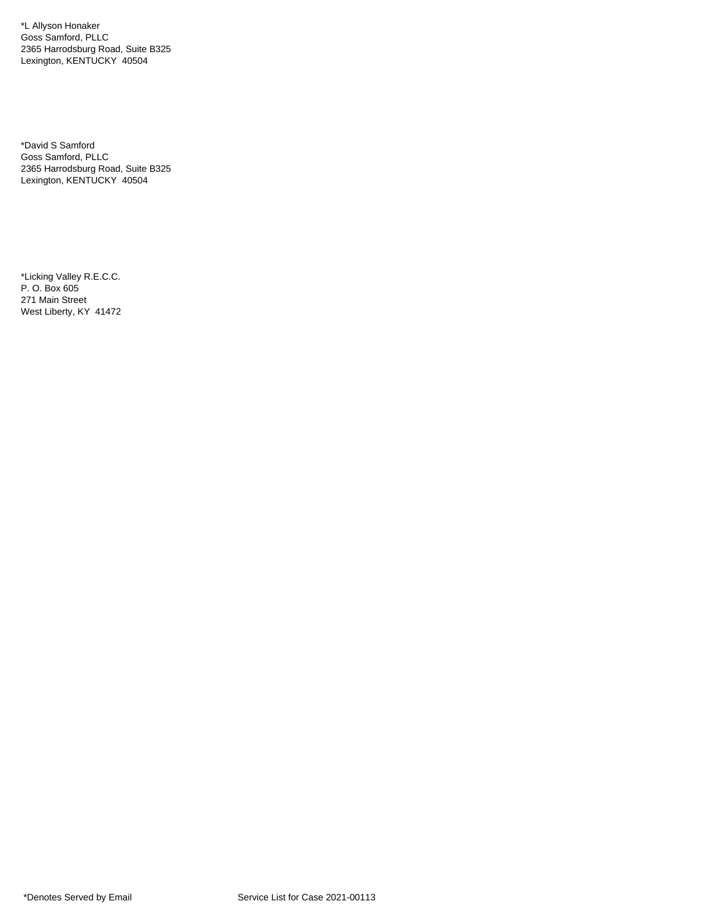*L Allyson Honaker
Goss Samford, PLLC
2365 Harrodsburg Road, Suite B325
Lexington, KENTUCKY  40504

*David S Samford
Goss Samford, PLLC
2365 Harrodsburg Road, Suite B325
Lexington, KENTUCKY  40504

*Licking Valley R.E.C.C.
P. O. Box 605
271 Main Street
West Liberty, KY  41472

*Denotes Served by Email

Service List for Case 2021-00113